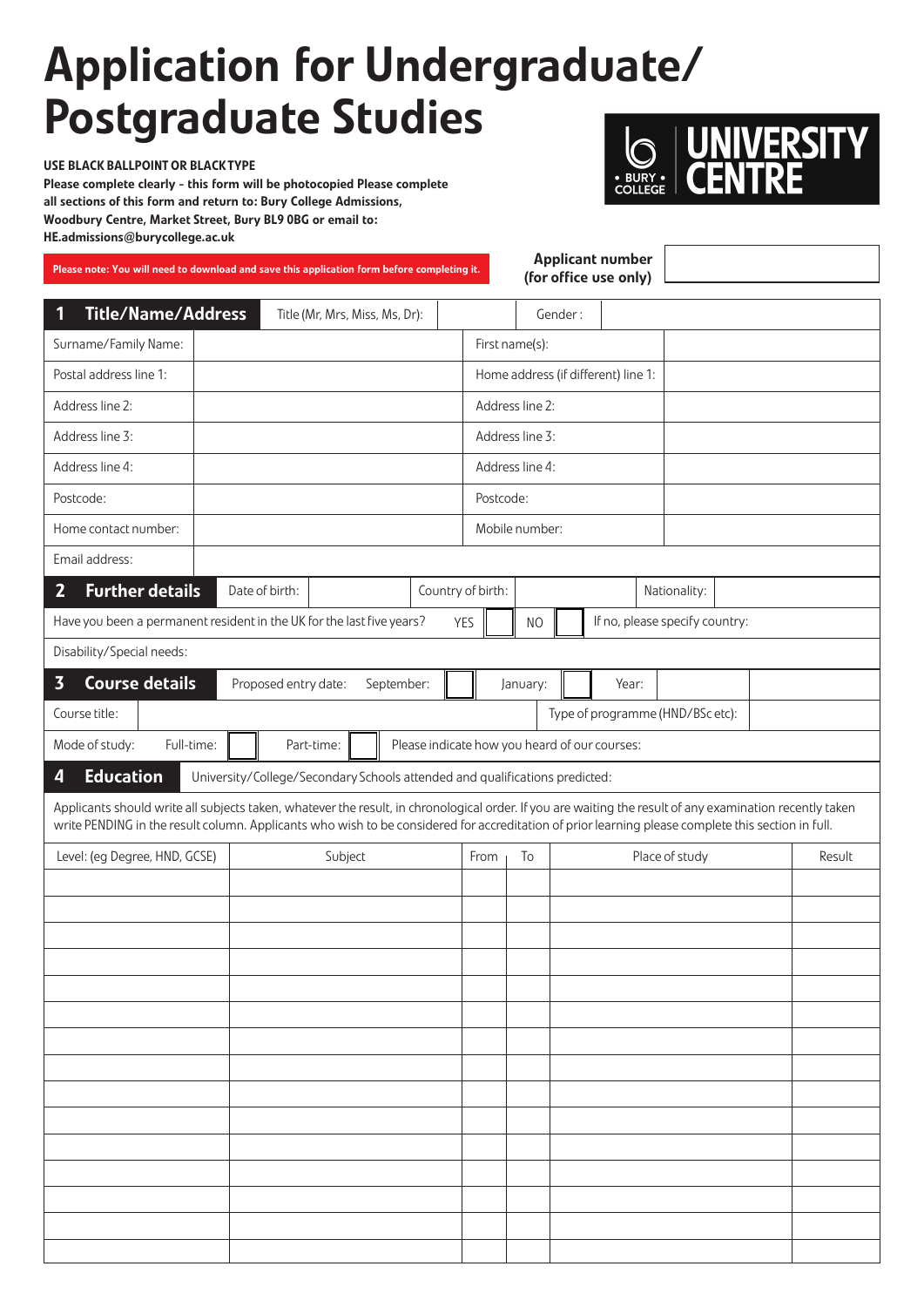# Application for Undergraduate/ Postgraduate Studies

**UNIVERSITY CENTRE** • BURY • COLLEGE

**USE BLACK BALLPOINT OR BLACK TYPE**
**Please complete clearly - this form will be photocopied Please complete all sections of this form and return to: Bury College Admissions, Woodbury Centre, Market Street, Bury BL9 0BG or email to: HE.admissions@burycollege.ac.uk**

**Please note: You will need to download and save this application form before completing it.**

**Applicant number (for office use only)**

## 1 Title/Name/Address

| Title (Mr, Mrs, Miss, Ms, Dr): | | Gender: | |
|---|---|---|---|
| Surname/Family Name: | | First name(s): | |
| Postal address line 1: | | Home address (if different) line 1: | |
| Address line 2: | | Address line 2: | |
| Address line 3: | | Address line 3: | |
| Address line 4: | | Address line 4: | |
| Postcode: | | Postcode: | |
| Home contact number: | | Mobile number: | |
| Email address: | | | |

## 2 Further details

| Date of birth: | | Country of birth: | | Nationality: | |
|---|---|---|---|---|---|
| Have you been a permanent resident in the UK for the last five years? | YES | NO | If no, please specify country: | | |
| Disability/Special needs: | | | | | |

## 3 Course details

| Proposed entry date: | September: | | January: | | Year: | |
|---|---|---|---|---|---|---|
| Course title: | | | Type of programme (HND/BSc etc): | | | |
| Mode of study: | Full-time: | | Part-time: | | Please indicate how you heard of our courses: | |

## 4 Education

University/College/Secondary Schools attended and qualifications predicted:

Applicants should write all subjects taken, whatever the result, in chronological order. If you are waiting the result of any examination recently taken write PENDING in the result column. Applicants who wish to be considered for accreditation of prior learning please complete this section in full.

| Level: (eg Degree, HND, GCSE) | Subject | From | To | Place of study | Result |
|---|---|---|---|---|---|
| | | | | | |
| | | | | | |
| | | | | | |
| | | | | | |
| | | | | | |
| | | | | | |
| | | | | | |
| | | | | | |
| | | | | | |
| | | | | | |
| | | | | | |
| | | | | | |
| | | | | | |
| | | | | | |
| | | | | | |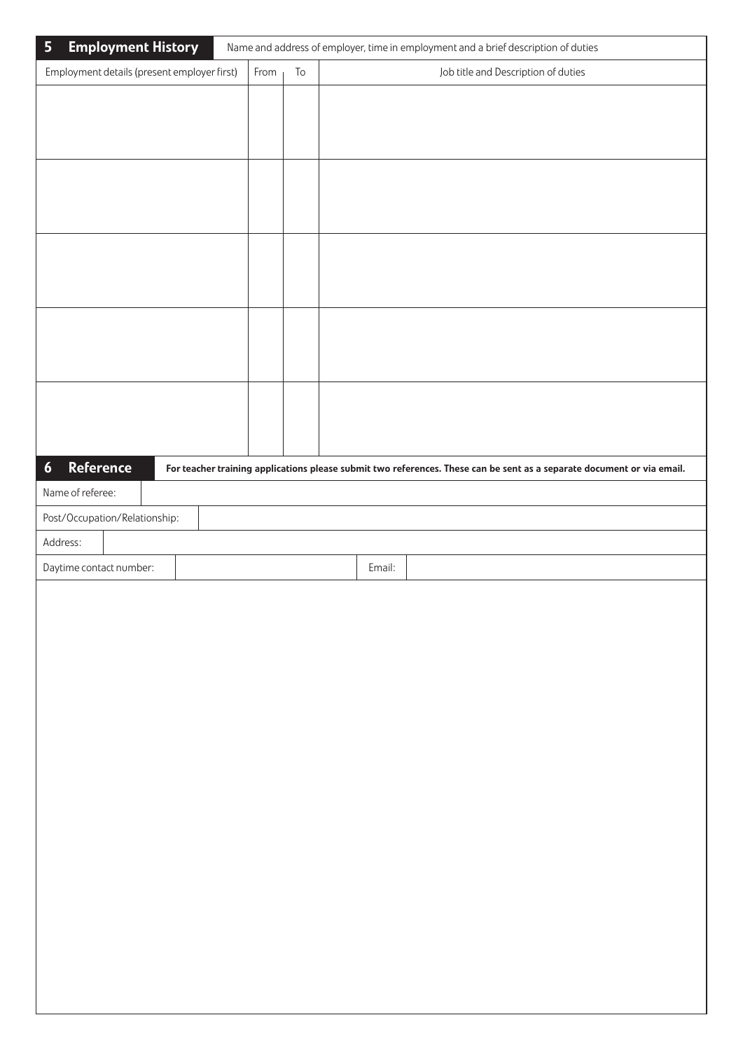## 5 Employment History

Name and address of employer, time in employment and a brief description of duties

| Employment details (present employer first) | From | To | Job title and Description of duties |
|---|---|---|---|
| | | | |
| | | | |
| | | | |
| | | | |
| | | | |

## 6 Reference

**For teacher training applications please submit two references. These can be sent as a separate document or via email.**

| | | | |
|---|---|---|---|
| Name of referee: | | | |
| Post/Occupation/Relationship: | | | |
| Address: | | | |
| Daytime contact number: | | Email: | |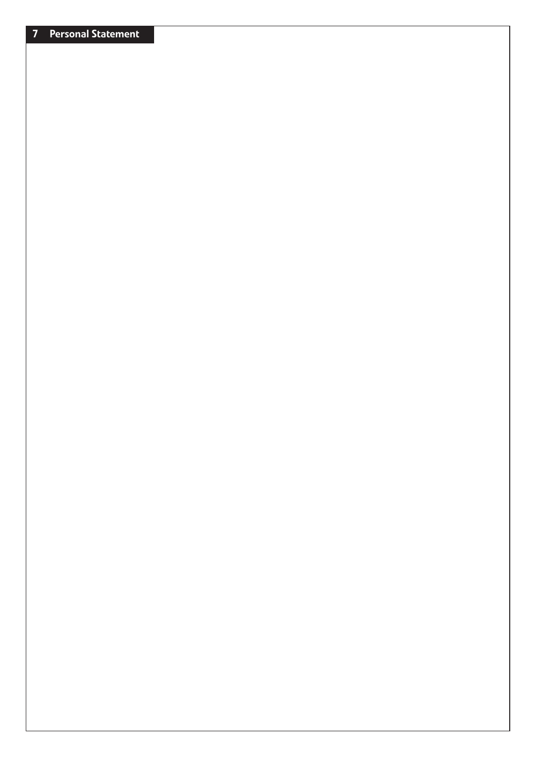## 7 Personal Statement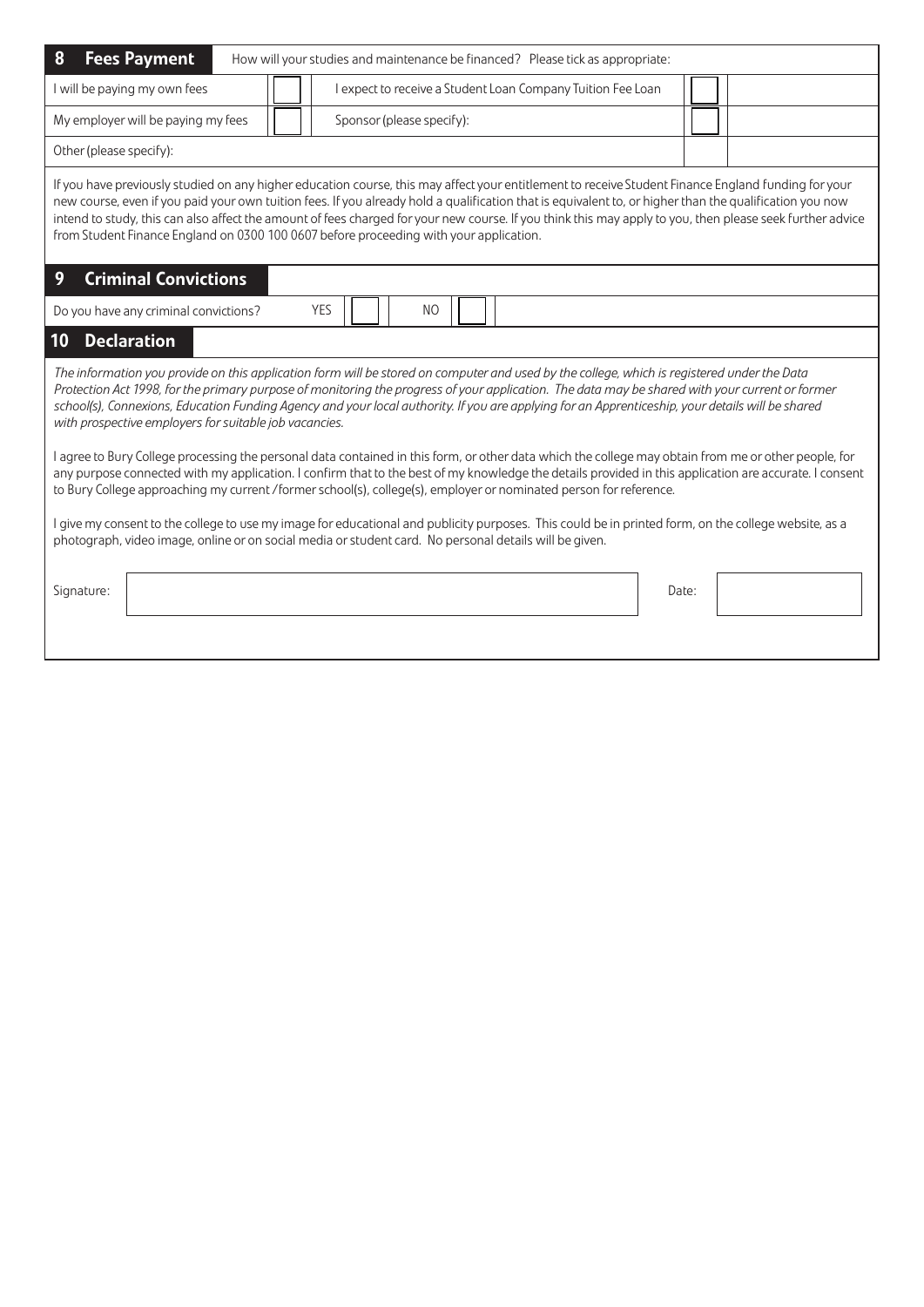## 8 Fees Payment

How will your studies and maintenance be financed? Please tick as appropriate:

| | | | | |
|---|---|---|---|---|
| I will be paying my own fees | | I expect to receive a Student Loan Company Tuition Fee Loan | | |
| My employer will be paying my fees | | Sponsor (please specify): | | |
| Other (please specify): | | | | |

If you have previously studied on any higher education course, this may affect your entitlement to receive Student Finance England funding for your new course, even if you paid your own tuition fees. If you already hold a qualification that is equivalent to, or higher than the qualification you now intend to study, this can also affect the amount of fees charged for your new course. If you think this may apply to you, then please seek further advice from Student Finance England on 0300 100 0607 before proceeding with your application.

## 9 Criminal Convictions

Do you have any criminal convictions? YES ☐ NO ☐

## 10 Declaration

*The information you provide on this application form will be stored on computer and used by the college, which is registered under the Data Protection Act 1998, for the primary purpose of monitoring the progress of your application. The data may be shared with your current or former school(s), Connexions, Education Funding Agency and your local authority. If you are applying for an Apprenticeship, your details will be shared with prospective employers for suitable job vacancies.*

I agree to Bury College processing the personal data contained in this form, or other data which the college may obtain from me or other people, for any purpose connected with my application. I confirm that to the best of my knowledge the details provided in this application are accurate. I consent to Bury College approaching my current / former school(s), college(s), employer or nominated person for reference.

I give my consent to the college to use my image for educational and publicity purposes. This could be in printed form, on the college website, as a photograph, video image, online or on social media or student card. No personal details will be given.

Signature: ____________________ Date: __________